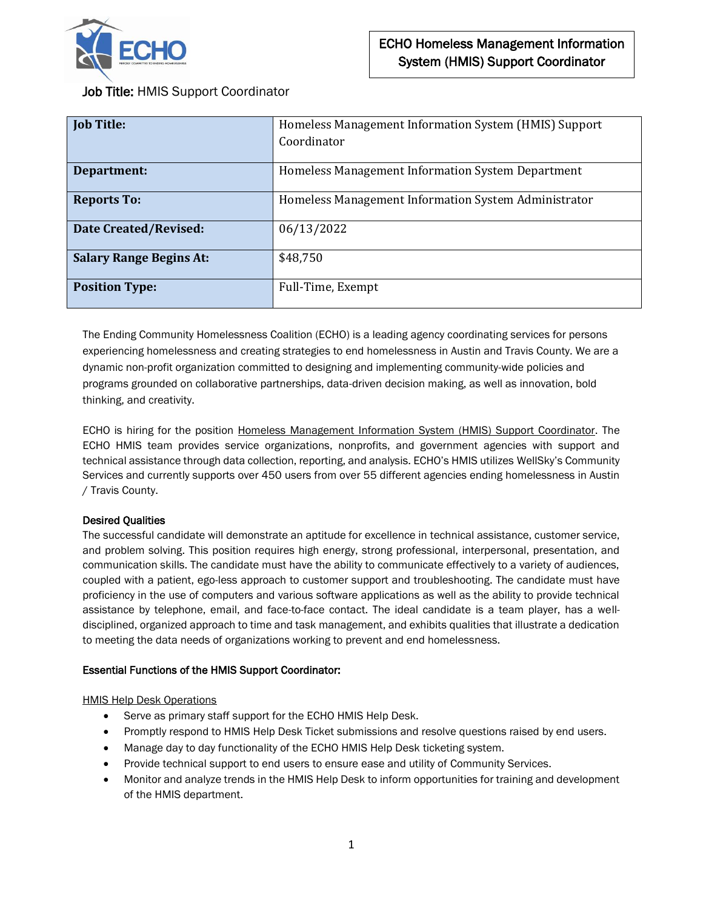# ECHO Homeless Management Information System (HMIS) Support Coordinator

Job Title: HMIS Support Coordinator

| Job Title: | Homeless Management Information System (HMIS) Support Coordinator |
|---|---|
| Department: | Homeless Management Information System Department |
| Reports To: | Homeless Management Information System Administrator |
| Date Created/Revised: | 06/13/2022 |
| Salary Range Begins At: | $48,750 |
| Position Type: | Full-Time, Exempt |

The Ending Community Homelessness Coalition (ECHO) is a leading agency coordinating services for persons experiencing homelessness and creating strategies to end homelessness in Austin and Travis County. We are a dynamic non-profit organization committed to designing and implementing community-wide policies and programs grounded on collaborative partnerships, data-driven decision making, as well as innovation, bold thinking, and creativity.

ECHO is hiring for the position Homeless Management Information System (HMIS) Support Coordinator. The ECHO HMIS team provides service organizations, nonprofits, and government agencies with support and technical assistance through data collection, reporting, and analysis. ECHO's HMIS utilizes WellSky's Community Services and currently supports over 450 users from over 55 different agencies ending homelessness in Austin / Travis County.

**Desired Qualities**

The successful candidate will demonstrate an aptitude for excellence in technical assistance, customer service, and problem solving. This position requires high energy, strong professional, interpersonal, presentation, and communication skills. The candidate must have the ability to communicate effectively to a variety of audiences, coupled with a patient, ego-less approach to customer support and troubleshooting. The candidate must have proficiency in the use of computers and various software applications as well as the ability to provide technical assistance by telephone, email, and face-to-face contact. The ideal candidate is a team player, has a well-disciplined, organized approach to time and task management, and exhibits qualities that illustrate a dedication to meeting the data needs of organizations working to prevent and end homelessness.

**Essential Functions of the HMIS Support Coordinator:**

HMIS Help Desk Operations

- Serve as primary staff support for the ECHO HMIS Help Desk.
- Promptly respond to HMIS Help Desk Ticket submissions and resolve questions raised by end users.
- Manage day to day functionality of the ECHO HMIS Help Desk ticketing system.
- Provide technical support to end users to ensure ease and utility of Community Services.
- Monitor and analyze trends in the HMIS Help Desk to inform opportunities for training and development of the HMIS department.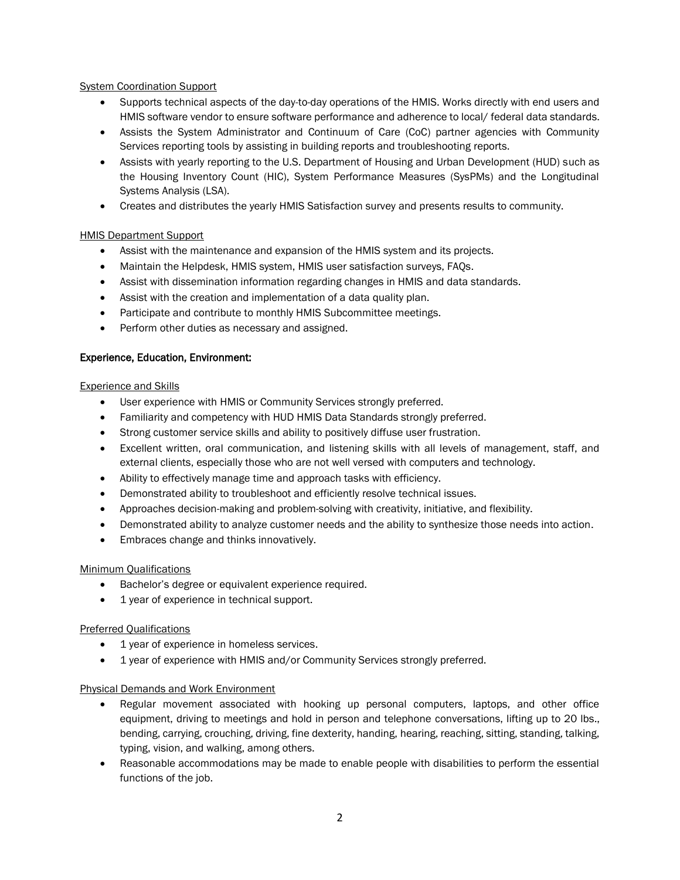System Coordination Support

- Supports technical aspects of the day-to-day operations of the HMIS. Works directly with end users and HMIS software vendor to ensure software performance and adherence to local/ federal data standards.
- Assists the System Administrator and Continuum of Care (CoC) partner agencies with Community Services reporting tools by assisting in building reports and troubleshooting reports.
- Assists with yearly reporting to the U.S. Department of Housing and Urban Development (HUD) such as the Housing Inventory Count (HIC), System Performance Measures (SysPMs) and the Longitudinal Systems Analysis (LSA).
- Creates and distributes the yearly HMIS Satisfaction survey and presents results to community.

HMIS Department Support

- Assist with the maintenance and expansion of the HMIS system and its projects.
- Maintain the Helpdesk, HMIS system, HMIS user satisfaction surveys, FAQs.
- Assist with dissemination information regarding changes in HMIS and data standards.
- Assist with the creation and implementation of a data quality plan.
- Participate and contribute to monthly HMIS Subcommittee meetings.
- Perform other duties as necessary and assigned.

**Experience, Education, Environment:**

Experience and Skills

- User experience with HMIS or Community Services strongly preferred.
- Familiarity and competency with HUD HMIS Data Standards strongly preferred.
- Strong customer service skills and ability to positively diffuse user frustration.
- Excellent written, oral communication, and listening skills with all levels of management, staff, and external clients, especially those who are not well versed with computers and technology.
- Ability to effectively manage time and approach tasks with efficiency.
- Demonstrated ability to troubleshoot and efficiently resolve technical issues.
- Approaches decision-making and problem-solving with creativity, initiative, and flexibility.
- Demonstrated ability to analyze customer needs and the ability to synthesize those needs into action.
- Embraces change and thinks innovatively.

Minimum Qualifications

- Bachelor's degree or equivalent experience required.
- 1 year of experience in technical support.

Preferred Qualifications

- 1 year of experience in homeless services.
- 1 year of experience with HMIS and/or Community Services strongly preferred.

Physical Demands and Work Environment

- Regular movement associated with hooking up personal computers, laptops, and other office equipment, driving to meetings and hold in person and telephone conversations, lifting up to 20 lbs., bending, carrying, crouching, driving, fine dexterity, handing, hearing, reaching, sitting, standing, talking, typing, vision, and walking, among others.
- Reasonable accommodations may be made to enable people with disabilities to perform the essential functions of the job.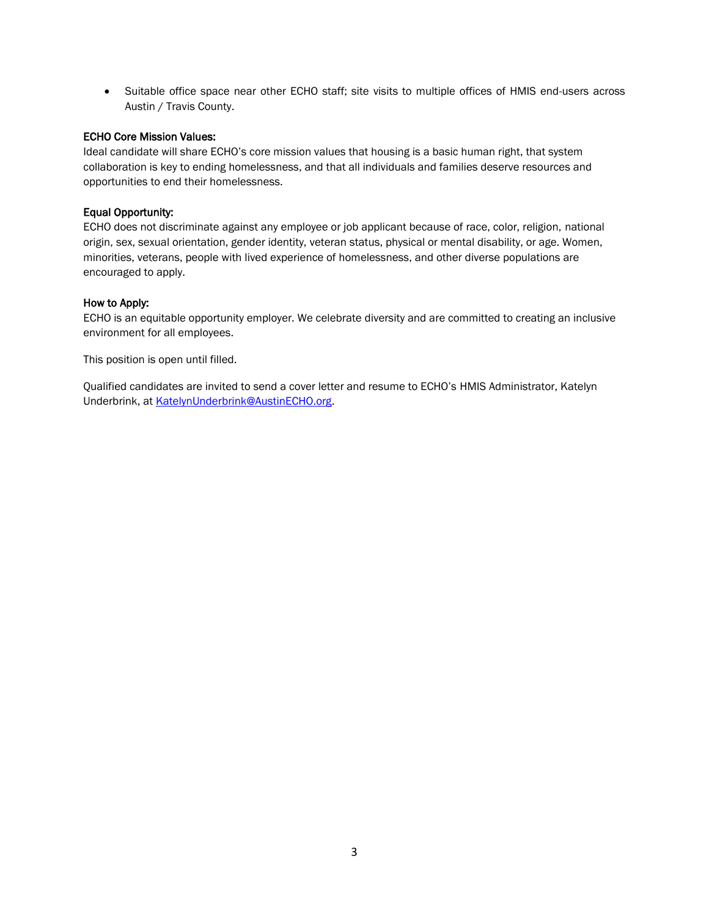- Suitable office space near other ECHO staff; site visits to multiple offices of HMIS end-users across Austin / Travis County.

### ECHO Core Mission Values:

Ideal candidate will share ECHO's core mission values that housing is a basic human right, that system collaboration is key to ending homelessness, and that all individuals and families deserve resources and opportunities to end their homelessness.

### Equal Opportunity:

ECHO does not discriminate against any employee or job applicant because of race, color, religion, national origin, sex, sexual orientation, gender identity, veteran status, physical or mental disability, or age. Women, minorities, veterans, people with lived experience of homelessness, and other diverse populations are encouraged to apply.

### How to Apply:

ECHO is an equitable opportunity employer. We celebrate diversity and are committed to creating an inclusive environment for all employees.

This position is open until filled.

Qualified candidates are invited to send a cover letter and resume to ECHO's HMIS Administrator, Katelyn Underbrink, at [KatelynUnderbrink@AustinECHO.org](mailto:KatelynUnderbrink@AustinECHO.org).